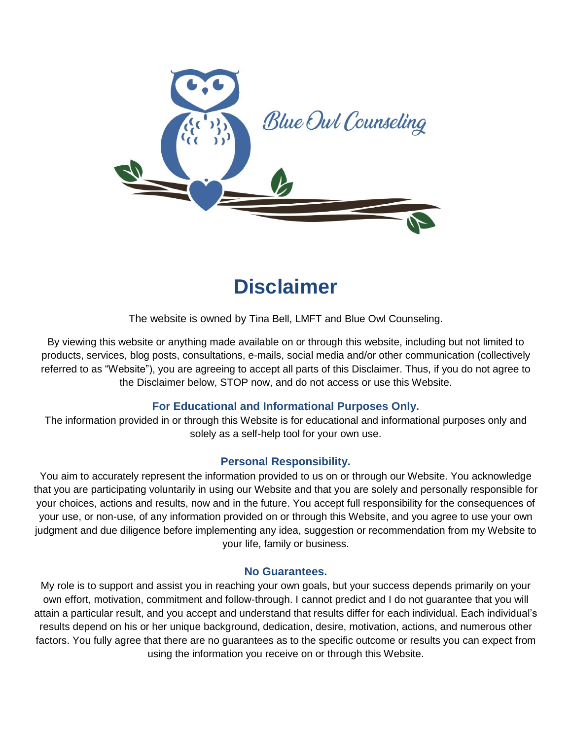Blue Owl Counseling

# Disclaimer

The website is owned by Tina Bell, LMFT and Blue Owl Counseling.

By viewing this website or anything made available on or through this website, including but not limited to products, services, blog posts, consultations, e-mails, social media and/or other communication (collectively referred to as "Website"), you are agreeing to accept all parts of this Disclaimer. Thus, if you do not agree to the Disclaimer below, STOP now, and do not access or use this Website.

### For Educational and Informational Purposes Only.

The information provided in or through this Website is for educational and informational purposes only and solely as a self-help tool for your own use.

### Personal Responsibility.

You aim to accurately represent the information provided to us on or through our Website. You acknowledge that you are participating voluntarily in using our Website and that you are solely and personally responsible for your choices, actions and results, now and in the future. You accept full responsibility for the consequences of your use, or non-use, of any information provided on or through this Website, and you agree to use your own judgment and due diligence before implementing any idea, suggestion or recommendation from my Website to your life, family or business.

### No Guarantees.

My role is to support and assist you in reaching your own goals, but your success depends primarily on your own effort, motivation, commitment and follow-through. I cannot predict and I do not guarantee that you will attain a particular result, and you accept and understand that results differ for each individual. Each individual's results depend on his or her unique background, dedication, desire, motivation, actions, and numerous other factors. You fully agree that there are no guarantees as to the specific outcome or results you can expect from using the information you receive on or through this Website.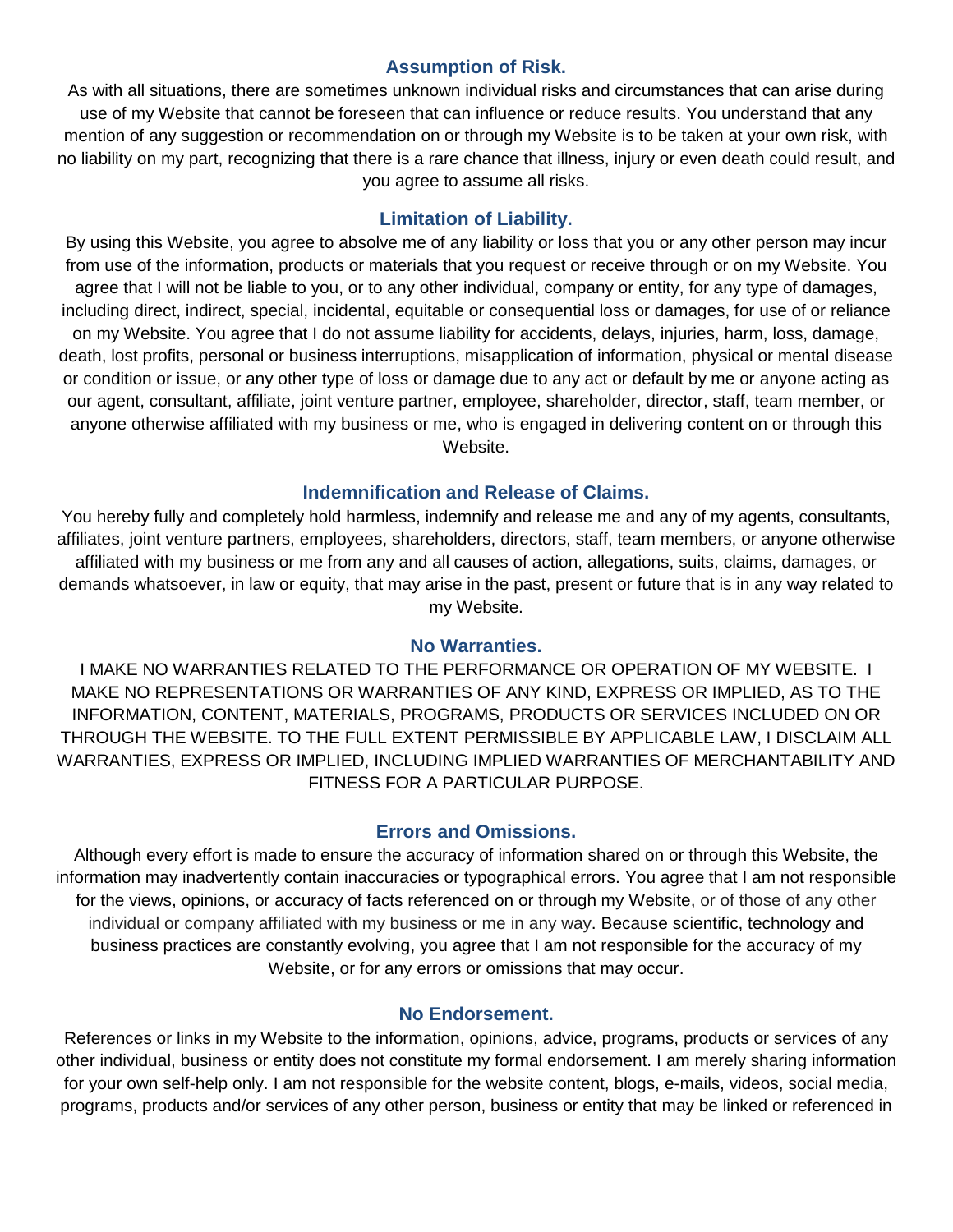### Assumption of Risk.

As with all situations, there are sometimes unknown individual risks and circumstances that can arise during use of my Website that cannot be foreseen that can influence or reduce results. You understand that any mention of any suggestion or recommendation on or through my Website is to be taken at your own risk, with no liability on my part, recognizing that there is a rare chance that illness, injury or even death could result, and you agree to assume all risks.

### Limitation of Liability.

By using this Website, you agree to absolve me of any liability or loss that you or any other person may incur from use of the information, products or materials that you request or receive through or on my Website. You agree that I will not be liable to you, or to any other individual, company or entity, for any type of damages, including direct, indirect, special, incidental, equitable or consequential loss or damages, for use of or reliance on my Website. You agree that I do not assume liability for accidents, delays, injuries, harm, loss, damage, death, lost profits, personal or business interruptions, misapplication of information, physical or mental disease or condition or issue, or any other type of loss or damage due to any act or default by me or anyone acting as our agent, consultant, affiliate, joint venture partner, employee, shareholder, director, staff, team member, or anyone otherwise affiliated with my business or me, who is engaged in delivering content on or through this Website.

### Indemnification and Release of Claims.

You hereby fully and completely hold harmless, indemnify and release me and any of my agents, consultants, affiliates, joint venture partners, employees, shareholders, directors, staff, team members, or anyone otherwise affiliated with my business or me from any and all causes of action, allegations, suits, claims, damages, or demands whatsoever, in law or equity, that may arise in the past, present or future that is in any way related to my Website.

### No Warranties.

I MAKE NO WARRANTIES RELATED TO THE PERFORMANCE OR OPERATION OF MY WEBSITE. I MAKE NO REPRESENTATIONS OR WARRANTIES OF ANY KIND, EXPRESS OR IMPLIED, AS TO THE INFORMATION, CONTENT, MATERIALS, PROGRAMS, PRODUCTS OR SERVICES INCLUDED ON OR THROUGH THE WEBSITE. TO THE FULL EXTENT PERMISSIBLE BY APPLICABLE LAW, I DISCLAIM ALL WARRANTIES, EXPRESS OR IMPLIED, INCLUDING IMPLIED WARRANTIES OF MERCHANTABILITY AND FITNESS FOR A PARTICULAR PURPOSE.

### Errors and Omissions.

Although every effort is made to ensure the accuracy of information shared on or through this Website, the information may inadvertently contain inaccuracies or typographical errors. You agree that I am not responsible for the views, opinions, or accuracy of facts referenced on or through my Website, or of those of any other individual or company affiliated with my business or me in any way. Because scientific, technology and business practices are constantly evolving, you agree that I am not responsible for the accuracy of my Website, or for any errors or omissions that may occur.

### No Endorsement.

References or links in my Website to the information, opinions, advice, programs, products or services of any other individual, business or entity does not constitute my formal endorsement. I am merely sharing information for your own self-help only. I am not responsible for the website content, blogs, e-mails, videos, social media, programs, products and/or services of any other person, business or entity that may be linked or referenced in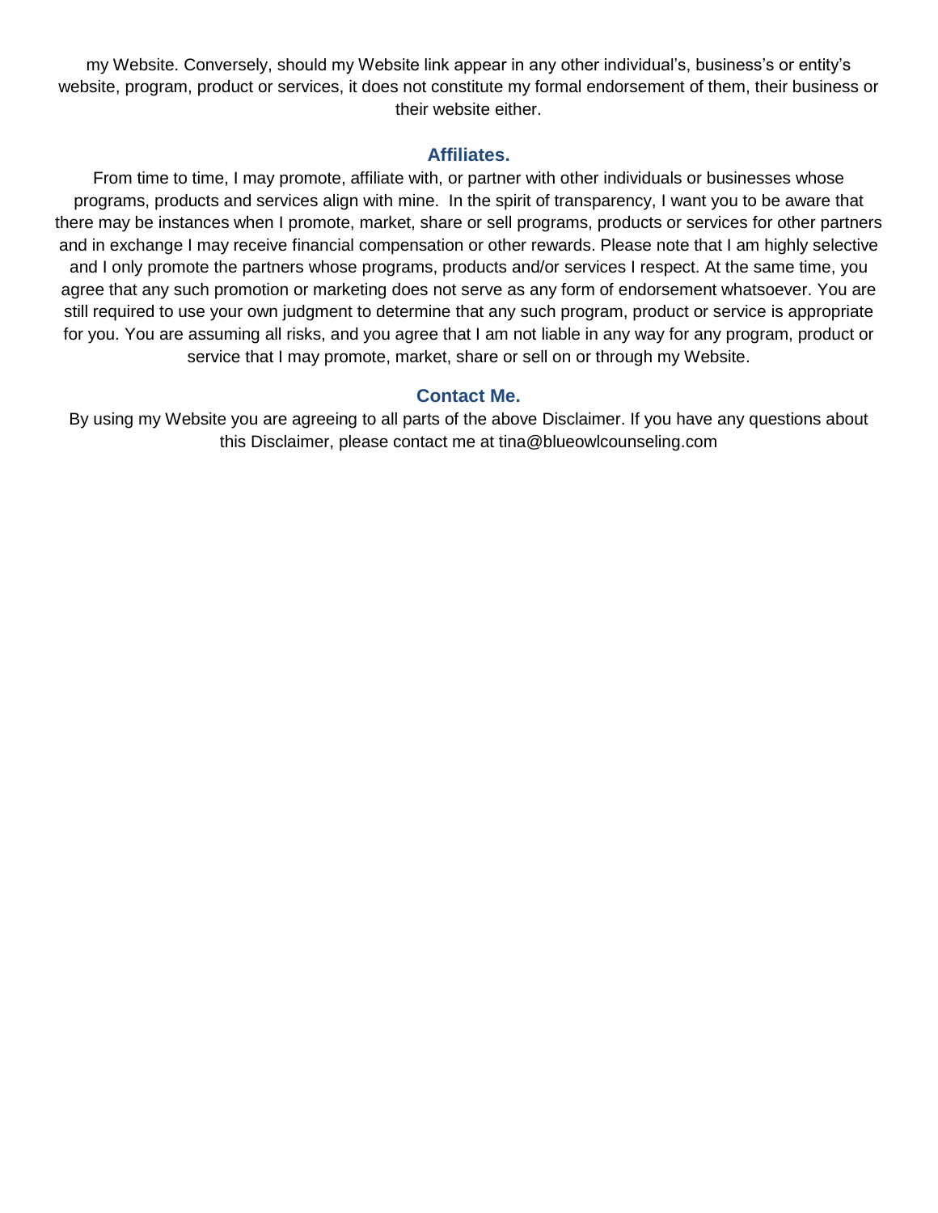my Website. Conversely, should my Website link appear in any other individual's, business's or entity's website, program, product or services, it does not constitute my formal endorsement of them, their business or their website either.

## Affiliates.

From time to time, I may promote, affiliate with, or partner with other individuals or businesses whose programs, products and services align with mine. In the spirit of transparency, I want you to be aware that there may be instances when I promote, market, share or sell programs, products or services for other partners and in exchange I may receive financial compensation or other rewards. Please note that I am highly selective and I only promote the partners whose programs, products and/or services I respect. At the same time, you agree that any such promotion or marketing does not serve as any form of endorsement whatsoever. You are still required to use your own judgment to determine that any such program, product or service is appropriate for you. You are assuming all risks, and you agree that I am not liable in any way for any program, product or service that I may promote, market, share or sell on or through my Website.

## Contact Me.

By using my Website you are agreeing to all parts of the above Disclaimer. If you have any questions about this Disclaimer, please contact me at tina@blueowlcounseling.com